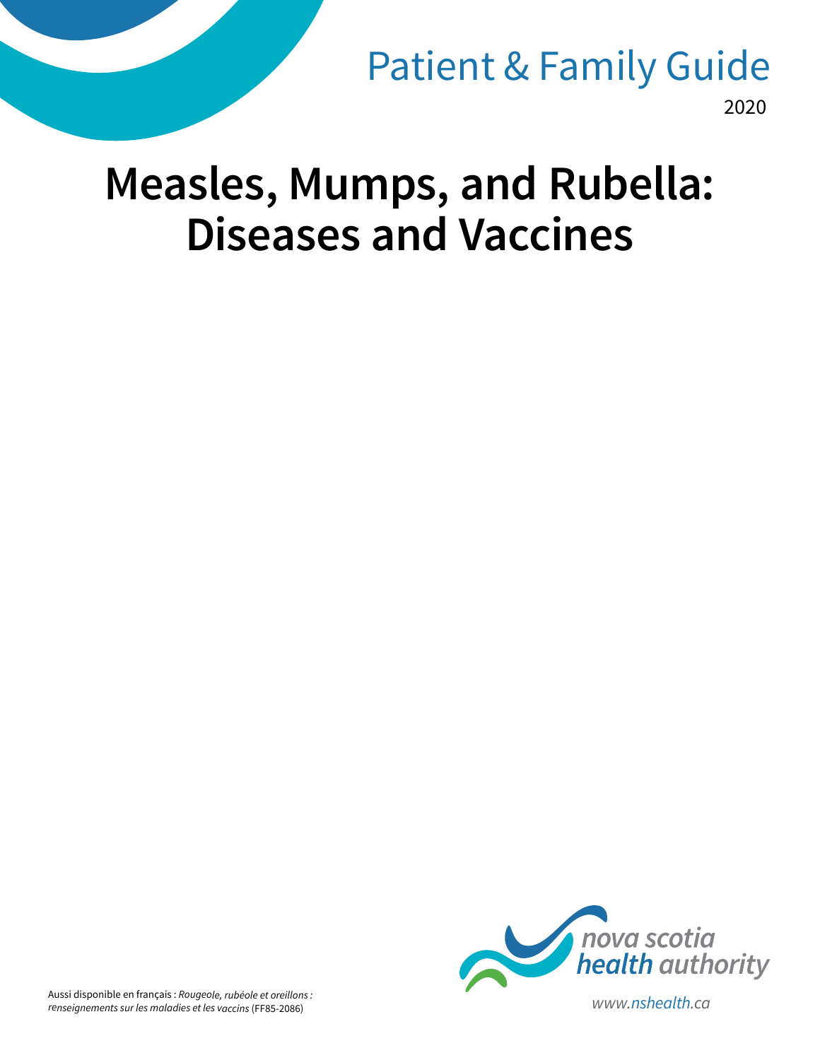Patient & Family Guide

2020

# Measles, Mumps, and Rubella: Diseases and Vaccines

Aussi disponible en français : *Rougeole, rubéole et oreillons : renseignements sur les maladies et les vaccins* (FF85-2086)

nova scotia health authority

www.nshealth.ca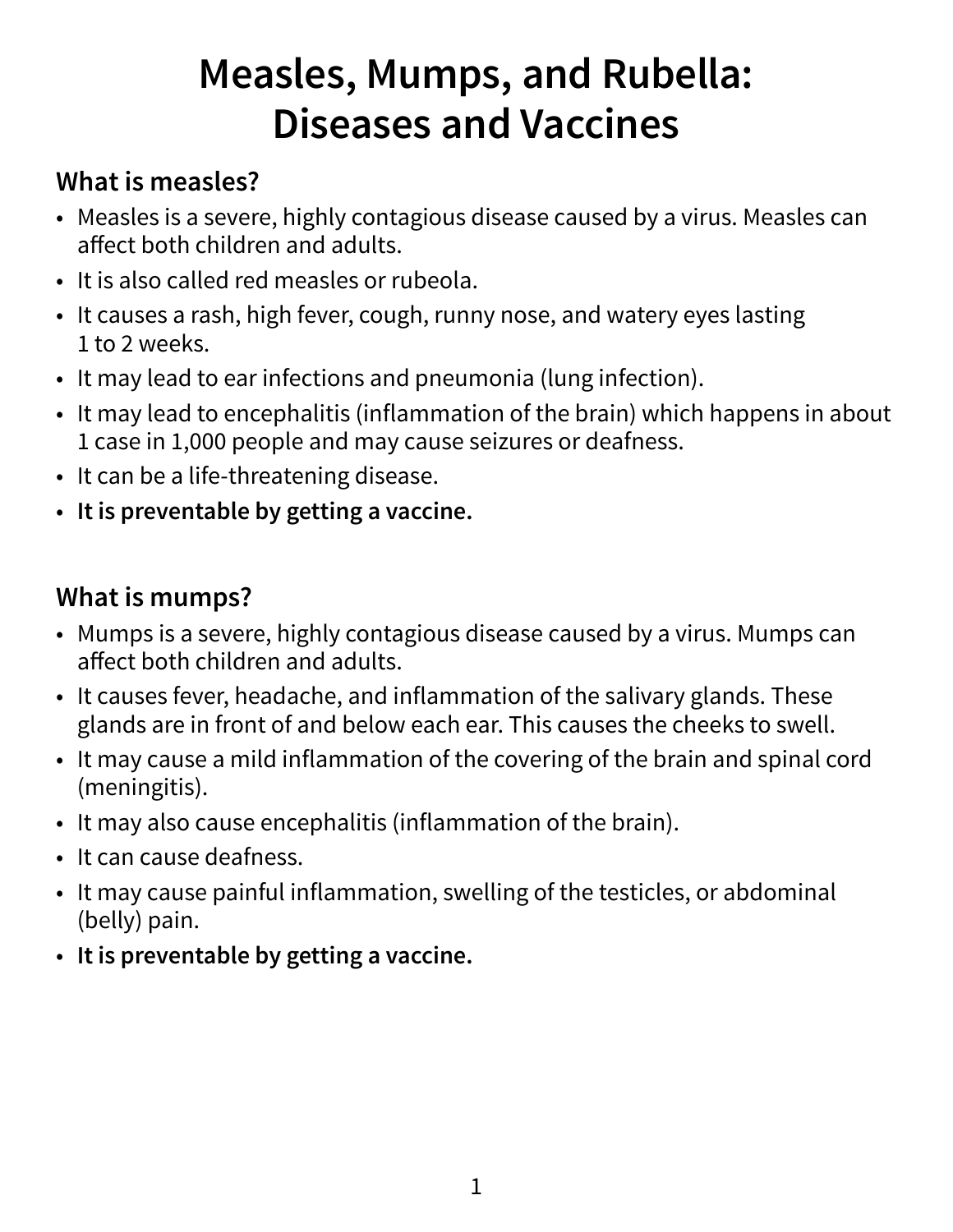# Measles, Mumps, and Rubella: Diseases and Vaccines

## What is measles?

- Measles is a severe, highly contagious disease caused by a virus. Measles can affect both children and adults.
- It is also called red measles or rubeola.
- It causes a rash, high fever, cough, runny nose, and watery eyes lasting 1 to 2 weeks.
- It may lead to ear infections and pneumonia (lung infection).
- It may lead to encephalitis (inflammation of the brain) which happens in about 1 case in 1,000 people and may cause seizures or deafness.
- It can be a life-threatening disease.
- **It is preventable by getting a vaccine.**

## What is mumps?

- Mumps is a severe, highly contagious disease caused by a virus. Mumps can affect both children and adults.
- It causes fever, headache, and inflammation of the salivary glands. These glands are in front of and below each ear. This causes the cheeks to swell.
- It may cause a mild inflammation of the covering of the brain and spinal cord (meningitis).
- It may also cause encephalitis (inflammation of the brain).
- It can cause deafness.
- It may cause painful inflammation, swelling of the testicles, or abdominal (belly) pain.
- **It is preventable by getting a vaccine.**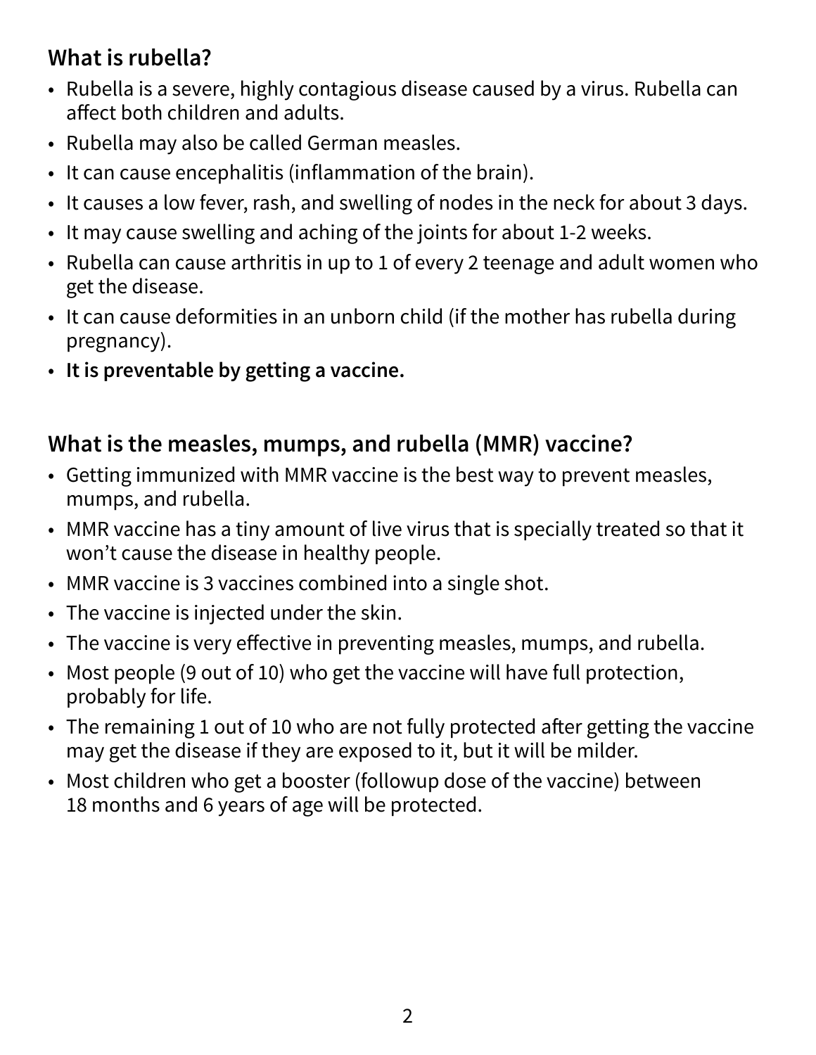## What is rubella?

- Rubella is a severe, highly contagious disease caused by a virus. Rubella can affect both children and adults.
- Rubella may also be called German measles.
- It can cause encephalitis (inflammation of the brain).
- It causes a low fever, rash, and swelling of nodes in the neck for about 3 days.
- It may cause swelling and aching of the joints for about 1-2 weeks.
- Rubella can cause arthritis in up to 1 of every 2 teenage and adult women who get the disease.
- It can cause deformities in an unborn child (if the mother has rubella during pregnancy).
- **It is preventable by getting a vaccine.**

## What is the measles, mumps, and rubella (MMR) vaccine?

- Getting immunized with MMR vaccine is the best way to prevent measles, mumps, and rubella.
- MMR vaccine has a tiny amount of live virus that is specially treated so that it won't cause the disease in healthy people.
- MMR vaccine is 3 vaccines combined into a single shot.
- The vaccine is injected under the skin.
- The vaccine is very effective in preventing measles, mumps, and rubella.
- Most people (9 out of 10) who get the vaccine will have full protection, probably for life.
- The remaining 1 out of 10 who are not fully protected after getting the vaccine may get the disease if they are exposed to it, but it will be milder.
- Most children who get a booster (followup dose of the vaccine) between 18 months and 6 years of age will be protected.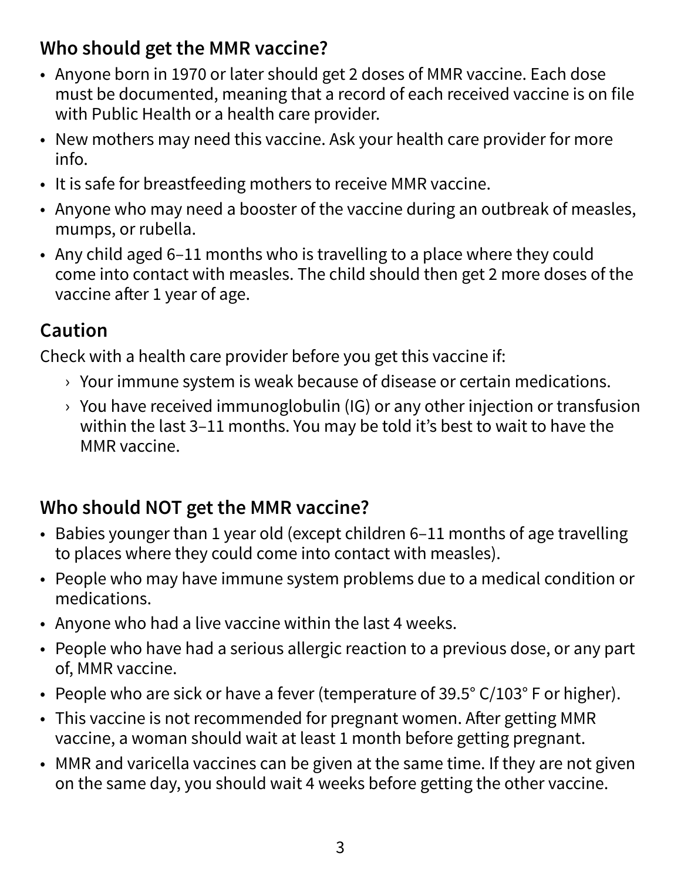## Who should get the MMR vaccine?

- Anyone born in 1970 or later should get 2 doses of MMR vaccine. Each dose must be documented, meaning that a record of each received vaccine is on file with Public Health or a health care provider.
- New mothers may need this vaccine. Ask your health care provider for more info.
- It is safe for breastfeeding mothers to receive MMR vaccine.
- Anyone who may need a booster of the vaccine during an outbreak of measles, mumps, or rubella.
- Any child aged 6–11 months who is travelling to a place where they could come into contact with measles. The child should then get 2 more doses of the vaccine after 1 year of age.

## Caution

Check with a health care provider before you get this vaccine if:

- › Your immune system is weak because of disease or certain medications.
- › You have received immunoglobulin (IG) or any other injection or transfusion within the last 3–11 months. You may be told it's best to wait to have the MMR vaccine.

## Who should NOT get the MMR vaccine?

- Babies younger than 1 year old (except children 6–11 months of age travelling to places where they could come into contact with measles).
- People who may have immune system problems due to a medical condition or medications.
- Anyone who had a live vaccine within the last 4 weeks.
- People who have had a serious allergic reaction to a previous dose, or any part of, MMR vaccine.
- People who are sick or have a fever (temperature of 39.5° C/103° F or higher).
- This vaccine is not recommended for pregnant women. After getting MMR vaccine, a woman should wait at least 1 month before getting pregnant.
- MMR and varicella vaccines can be given at the same time. If they are not given on the same day, you should wait 4 weeks before getting the other vaccine.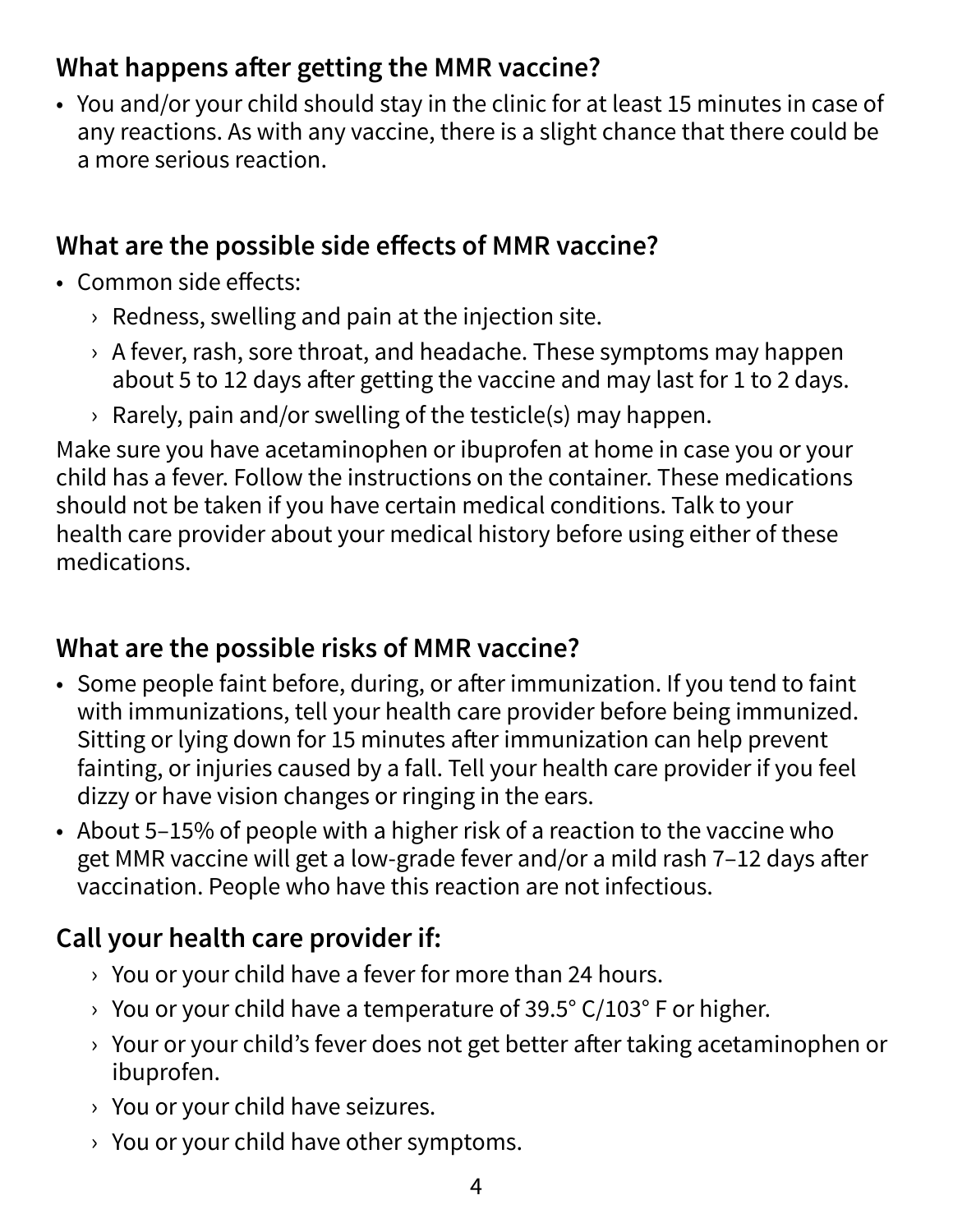## What happens after getting the MMR vaccine?

- You and/or your child should stay in the clinic for at least 15 minutes in case of any reactions. As with any vaccine, there is a slight chance that there could be a more serious reaction.

## What are the possible side effects of MMR vaccine?

- Common side effects:
  - Redness, swelling and pain at the injection site.
  - A fever, rash, sore throat, and headache. These symptoms may happen about 5 to 12 days after getting the vaccine and may last for 1 to 2 days.
  - Rarely, pain and/or swelling of the testicle(s) may happen.

Make sure you have acetaminophen or ibuprofen at home in case you or your child has a fever. Follow the instructions on the container. These medications should not be taken if you have certain medical conditions. Talk to your health care provider about your medical history before using either of these medications.

## What are the possible risks of MMR vaccine?

- Some people faint before, during, or after immunization. If you tend to faint with immunizations, tell your health care provider before being immunized. Sitting or lying down for 15 minutes after immunization can help prevent fainting, or injuries caused by a fall. Tell your health care provider if you feel dizzy or have vision changes or ringing in the ears.
- About 5–15% of people with a higher risk of a reaction to the vaccine who get MMR vaccine will get a low-grade fever and/or a mild rash 7–12 days after vaccination. People who have this reaction are not infectious.

## Call your health care provider if:

- You or your child have a fever for more than 24 hours.
- You or your child have a temperature of 39.5° C/103° F or higher.
- Your or your child's fever does not get better after taking acetaminophen or ibuprofen.
- You or your child have seizures.
- You or your child have other symptoms.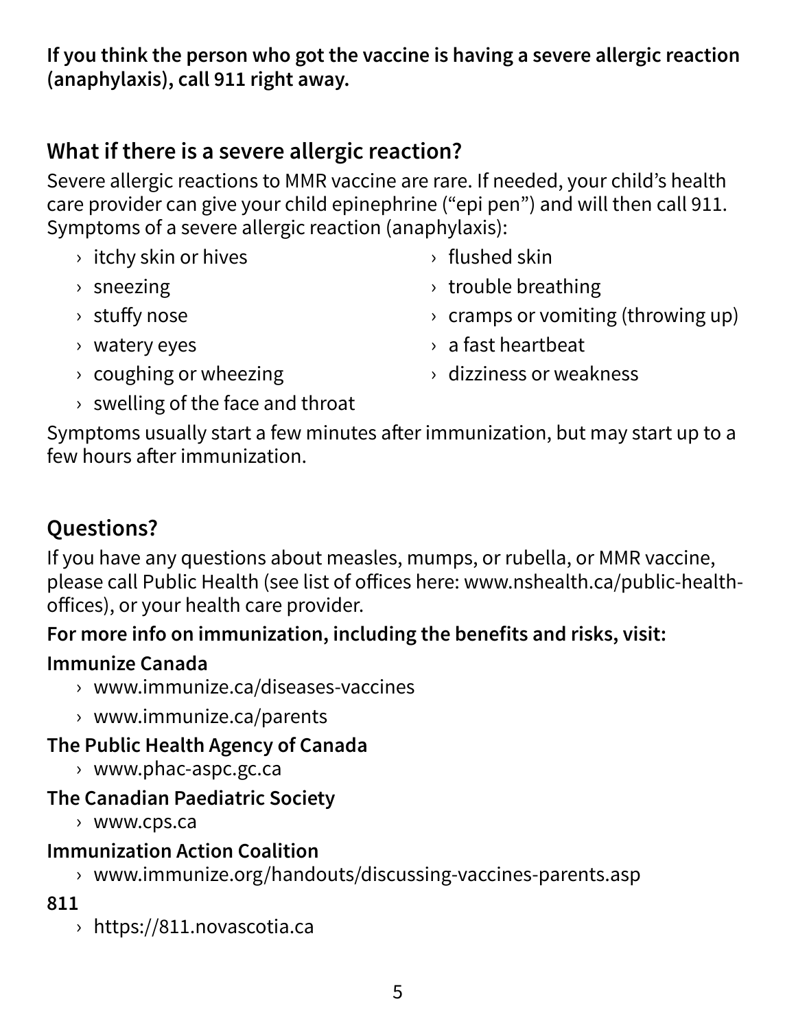**If you think the person who got the vaccine is having a severe allergic reaction (anaphylaxis), call 911 right away.**

## What if there is a severe allergic reaction?

Severe allergic reactions to MMR vaccine are rare. If needed, your child's health care provider can give your child epinephrine ("epi pen") and will then call 911. Symptoms of a severe allergic reaction (anaphylaxis):

- itchy skin or hives
- sneezing
- stuffy nose
- watery eyes
- coughing or wheezing
- swelling of the face and throat
- flushed skin
- trouble breathing
- cramps or vomiting (throwing up)
- a fast heartbeat
- dizziness or weakness

Symptoms usually start a few minutes after immunization, but may start up to a few hours after immunization.

## Questions?

If you have any questions about measles, mumps, or rubella, or MMR vaccine, please call Public Health (see list of offices here: www.nshealth.ca/public-health-offices), or your health care provider.

**For more info on immunization, including the benefits and risks, visit:**

**Immunize Canada**

- www.immunize.ca/diseases-vaccines
- www.immunize.ca/parents

**The Public Health Agency of Canada**

- www.phac-aspc.gc.ca

**The Canadian Paediatric Society**

- www.cps.ca

**Immunization Action Coalition**

- www.immunize.org/handouts/discussing-vaccines-parents.asp

**811**

- https://811.novascotia.ca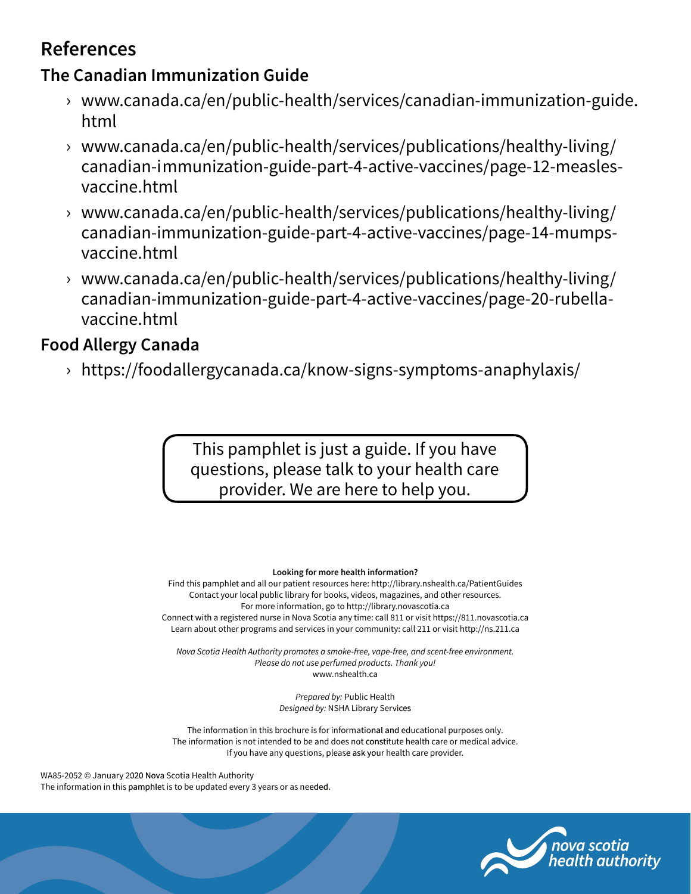## References

### The Canadian Immunization Guide

- www.canada.ca/en/public-health/services/canadian-immunization-guide.html
- www.canada.ca/en/public-health/services/publications/healthy-living/canadian-immunization-guide-part-4-active-vaccines/page-12-measles-vaccine.html
- www.canada.ca/en/public-health/services/publications/healthy-living/canadian-immunization-guide-part-4-active-vaccines/page-14-mumps-vaccine.html
- www.canada.ca/en/public-health/services/publications/healthy-living/canadian-immunization-guide-part-4-active-vaccines/page-20-rubella-vaccine.html

### Food Allergy Canada

- https://foodallergycanada.ca/know-signs-symptoms-anaphylaxis/

This pamphlet is just a guide. If you have questions, please talk to your health care provider. We are here to help you.

**Looking for more health information?**
Find this pamphlet and all our patient resources here: http://library.nshealth.ca/PatientGuides
Contact your local public library for books, videos, magazines, and other resources.
For more information, go to http://library.novascotia.ca
Connect with a registered nurse in Nova Scotia any time: call 811 or visit https://811.novascotia.ca
Learn about other programs and services in your community: call 211 or visit http://ns.211.ca

*Nova Scotia Health Authority promotes a smoke-free, vape-free, and scent-free environment.*
*Please do not use perfumed products. Thank you!*
www.nshealth.ca

*Prepared by:* Public Health
*Designed by:* NSHA Library Services

The information in this brochure is for informational and educational purposes only.
The information is not intended to be and does not constitute health care or medical advice.
If you have any questions, please ask your health care provider.

WA85-2052 © January 2020 Nova Scotia Health Authority
The information in this pamphlet is to be updated every 3 years or as needed.

nova scotia health authority